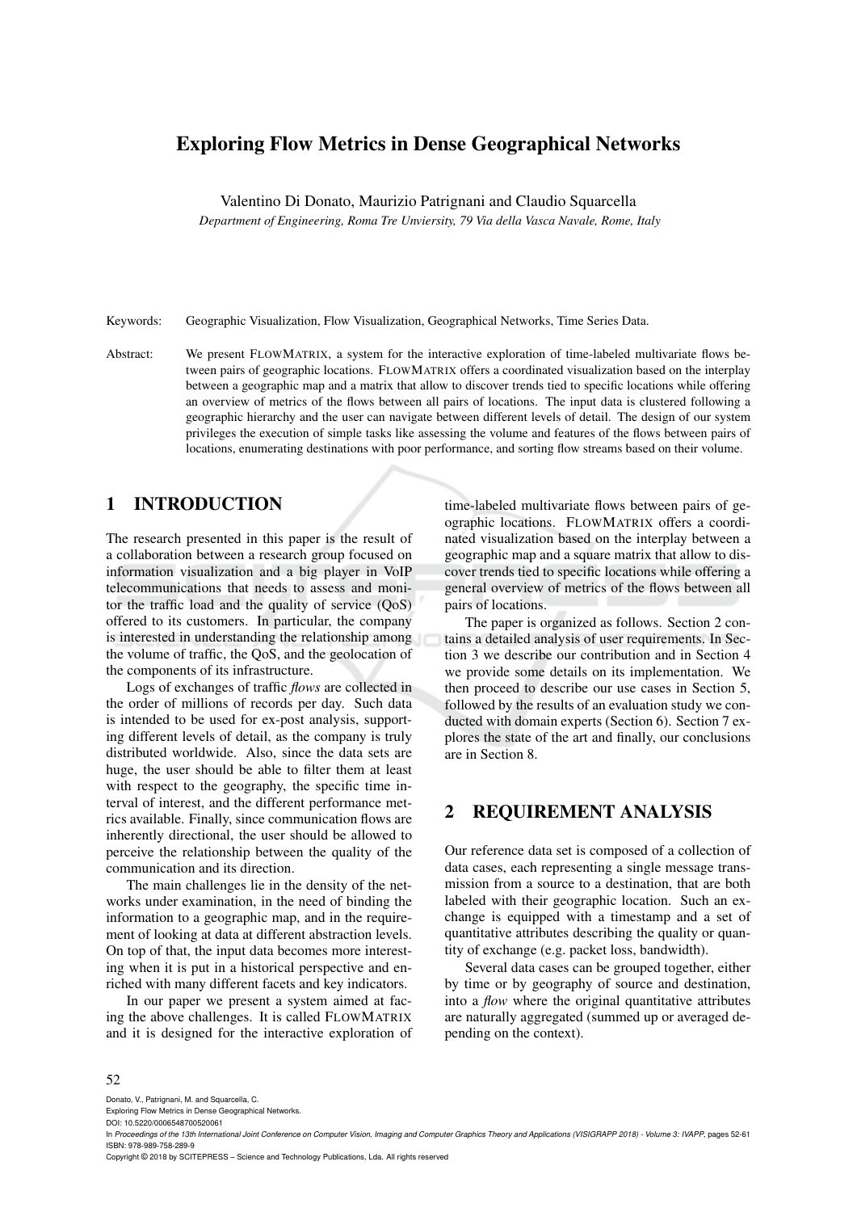# Exploring Flow Metrics in Dense Geographical Networks

Valentino Di Donato, Maurizio Patrignani and Claudio Squarcella

*Department of Engineering, Roma Tre Unviersity, 79 Via della Vasca Navale, Rome, Italy*

Keywords: Geographic Visualization, Flow Visualization, Geographical Networks, Time Series Data.

Abstract: We present FLOWMATRIX, a system for the interactive exploration of time-labeled multivariate flows between pairs of geographic locations. FLOWMATRIX offers a coordinated visualization based on the interplay between a geographic map and a matrix that allow to discover trends tied to specific locations while offering an overview of metrics of the flows between all pairs of locations. The input data is clustered following a geographic hierarchy and the user can navigate between different levels of detail. The design of our system privileges the execution of simple tasks like assessing the volume and features of the flows between pairs of locations, enumerating destinations with poor performance, and sorting flow streams based on their volume.

## 1 INTRODUCTION

The research presented in this paper is the result of a collaboration between a research group focused on information visualization and a big player in VoIP telecommunications that needs to assess and monitor the traffic load and the quality of service (QoS) offered to its customers. In particular, the company is interested in understanding the relationship among the volume of traffic, the QoS, and the geolocation of the components of its infrastructure.

Logs of exchanges of traffic *flows* are collected in the order of millions of records per day. Such data is intended to be used for ex-post analysis, supporting different levels of detail, as the company is truly distributed worldwide. Also, since the data sets are huge, the user should be able to filter them at least with respect to the geography, the specific time interval of interest, and the different performance metrics available. Finally, since communication flows are inherently directional, the user should be allowed to perceive the relationship between the quality of the communication and its direction.

The main challenges lie in the density of the networks under examination, in the need of binding the information to a geographic map, and in the requirement of looking at data at different abstraction levels. On top of that, the input data becomes more interesting when it is put in a historical perspective and enriched with many different facets and key indicators.

In our paper we present a system aimed at facing the above challenges. It is called FLOWMATRIX and it is designed for the interactive exploration of time-labeled multivariate flows between pairs of geographic locations. FLOWMATRIX offers a coordinated visualization based on the interplay between a geographic map and a square matrix that allow to discover trends tied to specific locations while offering a general overview of metrics of the flows between all pairs of locations.

The paper is organized as follows. Section 2 contains a detailed analysis of user requirements. In Section 3 we describe our contribution and in Section 4 we provide some details on its implementation. We then proceed to describe our use cases in Section 5, followed by the results of an evaluation study we conducted with domain experts (Section 6). Section 7 explores the state of the art and finally, our conclusions are in Section 8.

## 2 REQUIREMENT ANALYSIS

Our reference data set is composed of a collection of data cases, each representing a single message transmission from a source to a destination, that are both labeled with their geographic location. Such an exchange is equipped with a timestamp and a set of quantitative attributes describing the quality or quantity of exchange (e.g. packet loss, bandwidth).

Several data cases can be grouped together, either by time or by geography of source and destination, into a *flow* where the original quantitative attributes are naturally aggregated (summed up or averaged depending on the context).

Donato, V., Patrignani, M. and Squarcella, C.
Exploring Flow Metrics in Dense Geographical Networks.
DOI: 10.5220/0006548700520061
In *Proceedings of the 13th International Joint Conference on Computer Vision, Imaging and Computer Graphics Theory and Applications (VISIGRAPP 2018) - Volume 3: IVAPP*, pages 52-61
ISBN: 978-989-758-289-9
Copyright © 2018 by SCITEPRESS – Science and Technology Publications, Lda. All rights reserved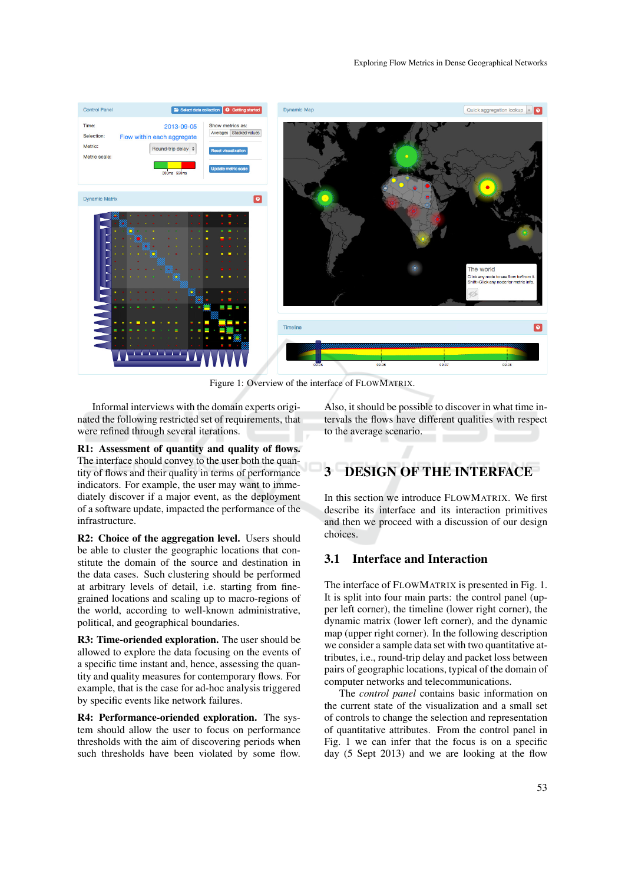Figure 1: Overview of the interface of FLOWMATRIX.

Informal interviews with the domain experts originated the following restricted set of requirements, that were refined through several iterations.

**R1: Assessment of quantity and quality of flows.** The interface should convey to the user both the quantity of flows and their quality in terms of performance indicators. For example, the user may want to immediately discover if a major event, as the deployment of a software update, impacted the performance of the infrastructure.

**R2: Choice of the aggregation level.** Users should be able to cluster the geographic locations that constitute the domain of the source and destination in the data cases. Such clustering should be performed at arbitrary levels of detail, i.e. starting from fine-grained locations and scaling up to macro-regions of the world, according to well-known administrative, political, and geographical boundaries.

**R3: Time-oriended exploration.** The user should be allowed to explore the data focusing on the events of a specific time instant and, hence, assessing the quantity and quality measures for contemporary flows. For example, that is the case for ad-hoc analysis triggered by specific events like network failures.

**R4: Performance-oriended exploration.** The system should allow the user to focus on performance thresholds with the aim of discovering periods when such thresholds have been violated by some flow. Also, it should be possible to discover in what time intervals the flows have different qualities with respect to the average scenario.

## 3 DESIGN OF THE INTERFACE

In this section we introduce FLOWMATRIX. We first describe its interface and its interaction primitives and then we proceed with a discussion of our design choices.

### 3.1 Interface and Interaction

The interface of FLOWMATRIX is presented in Fig. 1. It is split into four main parts: the control panel (upper left corner), the timeline (lower right corner), the dynamic matrix (lower left corner), and the dynamic map (upper right corner). In the following description we consider a sample data set with two quantitative attributes, i.e., round-trip delay and packet loss between pairs of geographic locations, typical of the domain of computer networks and telecommunications.

The *control panel* contains basic information on the current state of the visualization and a small set of controls to change the selection and representation of quantitative attributes. From the control panel in Fig. 1 we can infer that the focus is on a specific day (5 Sept 2013) and we are looking at the flow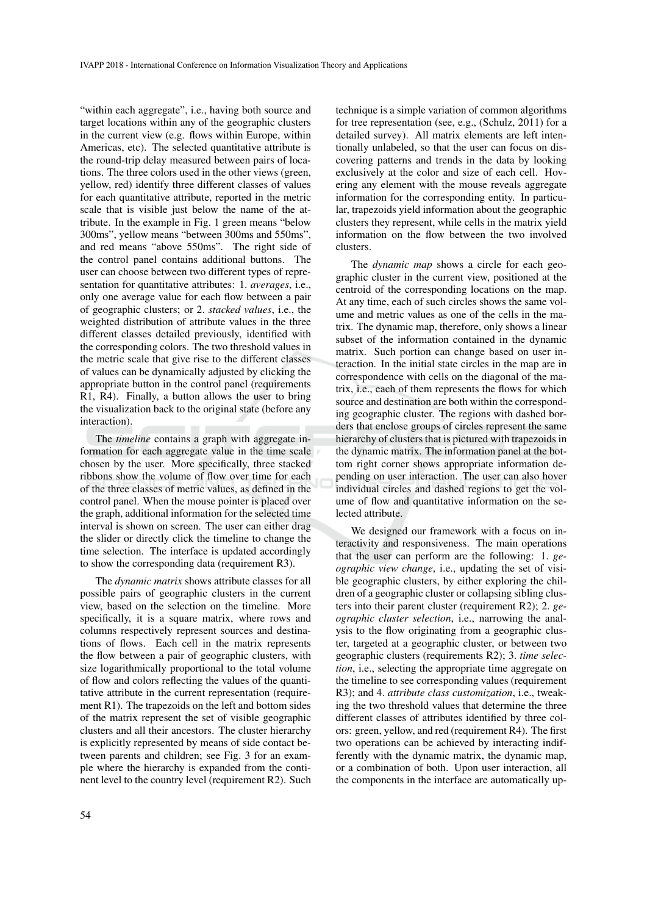"within each aggregate", i.e., having both source and target locations within any of the geographic clusters in the current view (e.g. flows within Europe, within Americas, etc). The selected quantitative attribute is the round-trip delay measured between pairs of locations. The three colors used in the other views (green, yellow, red) identify three different classes of values for each quantitative attribute, reported in the metric scale that is visible just below the name of the attribute. In the example in Fig. 1 green means "below 300ms", yellow means "between 300ms and 550ms", and red means "above 550ms". The right side of the control panel contains additional buttons. The user can choose between two different types of representation for quantitative attributes: 1. *averages*, i.e., only one average value for each flow between a pair of geographic clusters; or 2. *stacked values*, i.e., the weighted distribution of attribute values in the three different classes detailed previously, identified with the corresponding colors. The two threshold values in the metric scale that give rise to the different classes of values can be dynamically adjusted by clicking the appropriate button in the control panel (requirements R1, R4). Finally, a button allows the user to bring the visualization back to the original state (before any interaction).

The *timeline* contains a graph with aggregate information for each aggregate value in the time scale chosen by the user. More specifically, three stacked ribbons show the volume of flow over time for each of the three classes of metric values, as defined in the control panel. When the mouse pointer is placed over the graph, additional information for the selected time interval is shown on screen. The user can either drag the slider or directly click the timeline to change the time selection. The interface is updated accordingly to show the corresponding data (requirement R3).

The *dynamic matrix* shows attribute classes for all possible pairs of geographic clusters in the current view, based on the selection on the timeline. More specifically, it is a square matrix, where rows and columns respectively represent sources and destinations of flows. Each cell in the matrix represents the flow between a pair of geographic clusters, with size logarithmically proportional to the total volume of flow and colors reflecting the values of the quantitative attribute in the current representation (requirement R1). The trapezoids on the left and bottom sides of the matrix represent the set of visible geographic clusters and all their ancestors. The cluster hierarchy is explicitly represented by means of side contact between parents and children; see Fig. 3 for an example where the hierarchy is expanded from the continent level to the country level (requirement R2). Such technique is a simple variation of common algorithms for tree representation (see, e.g., (Schulz, 2011) for a detailed survey). All matrix elements are left intentionally unlabeled, so that the user can focus on discovering patterns and trends in the data by looking exclusively at the color and size of each cell. Hovering any element with the mouse reveals aggregate information for the corresponding entity. In particular, trapezoids yield information about the geographic clusters they represent, while cells in the matrix yield information on the flow between the two involved clusters.

The *dynamic map* shows a circle for each geographic cluster in the current view, positioned at the centroid of the corresponding locations on the map. At any time, each of such circles shows the same volume and metric values as one of the cells in the matrix. The dynamic map, therefore, only shows a linear subset of the information contained in the dynamic matrix. Such portion can change based on user interaction. In the initial state circles in the map are in correspondence with cells on the diagonal of the matrix, i.e., each of them represents the flows for which source and destination are both within the corresponding geographic cluster. The regions with dashed borders that enclose groups of circles represent the same hierarchy of clusters that is pictured with trapezoids in the dynamic matrix. The information panel at the bottom right corner shows appropriate information depending on user interaction. The user can also hover individual circles and dashed regions to get the volume of flow and quantitative information on the selected attribute.

We designed our framework with a focus on interactivity and responsiveness. The main operations that the user can perform are the following: 1. *geographic view change*, i.e., updating the set of visible geographic clusters, by either exploring the children of a geographic cluster or collapsing sibling clusters into their parent cluster (requirement R2); 2. *geographic cluster selection*, i.e., narrowing the analysis to the flow originating from a geographic cluster, targeted at a geographic cluster, or between two geographic clusters (requirements R2); 3. *time selection*, i.e., selecting the appropriate time aggregate on the timeline to see corresponding values (requirement R3); and 4. *attribute class customization*, i.e., tweaking the two threshold values that determine the three different classes of attributes identified by three colors: green, yellow, and red (requirement R4). The first two operations can be achieved by interacting indifferently with the dynamic matrix, the dynamic map, or a combination of both. Upon user interaction, all the components in the interface are automatically up-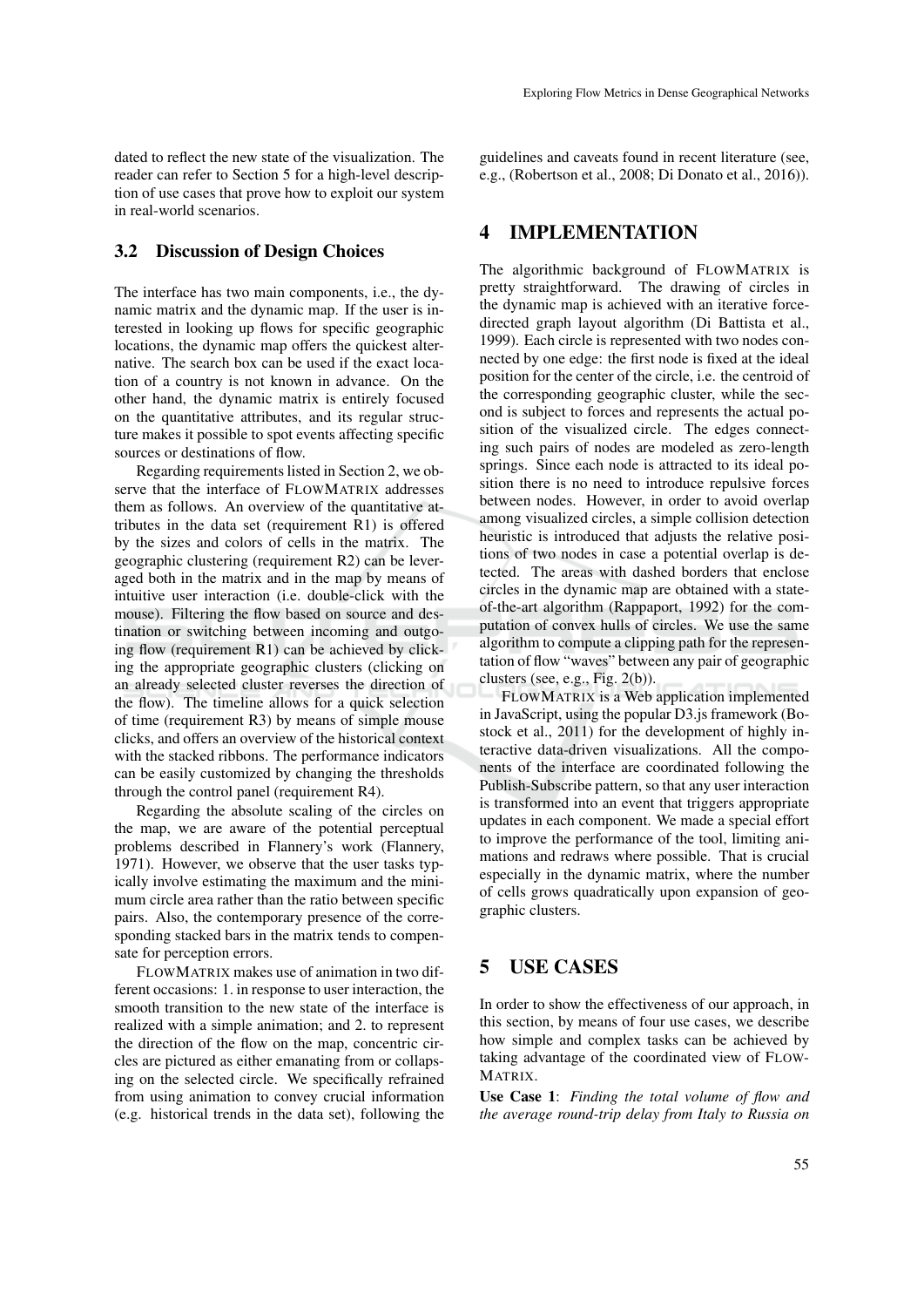dated to reflect the new state of the visualization. The reader can refer to Section 5 for a high-level description of use cases that prove how to exploit our system in real-world scenarios.

### 3.2 Discussion of Design Choices

The interface has two main components, i.e., the dynamic matrix and the dynamic map. If the user is interested in looking up flows for specific geographic locations, the dynamic map offers the quickest alternative. The search box can be used if the exact location of a country is not known in advance. On the other hand, the dynamic matrix is entirely focused on the quantitative attributes, and its regular structure makes it possible to spot events affecting specific sources or destinations of flow.

Regarding requirements listed in Section 2, we observe that the interface of FLOWMATRIX addresses them as follows. An overview of the quantitative attributes in the data set (requirement R1) is offered by the sizes and colors of cells in the matrix. The geographic clustering (requirement R2) can be leveraged both in the matrix and in the map by means of intuitive user interaction (i.e. double-click with the mouse). Filtering the flow based on source and destination or switching between incoming and outgoing flow (requirement R1) can be achieved by clicking the appropriate geographic clusters (clicking on an already selected cluster reverses the direction of the flow). The timeline allows for a quick selection of time (requirement R3) by means of simple mouse clicks, and offers an overview of the historical context with the stacked ribbons. The performance indicators can be easily customized by changing the thresholds through the control panel (requirement R4).

Regarding the absolute scaling of the circles on the map, we are aware of the potential perceptual problems described in Flannery's work (Flannery, 1971). However, we observe that the user tasks typically involve estimating the maximum and the minimum circle area rather than the ratio between specific pairs. Also, the contemporary presence of the corresponding stacked bars in the matrix tends to compensate for perception errors.

FLOWMATRIX makes use of animation in two different occasions: 1. in response to user interaction, the smooth transition to the new state of the interface is realized with a simple animation; and 2. to represent the direction of the flow on the map, concentric circles are pictured as either emanating from or collapsing on the selected circle. We specifically refrained from using animation to convey crucial information (e.g. historical trends in the data set), following the guidelines and caveats found in recent literature (see, e.g., (Robertson et al., 2008; Di Donato et al., 2016)).

## 4 IMPLEMENTATION

The algorithmic background of FLOWMATRIX is pretty straightforward. The drawing of circles in the dynamic map is achieved with an iterative force-directed graph layout algorithm (Di Battista et al., 1999). Each circle is represented with two nodes connected by one edge: the first node is fixed at the ideal position for the center of the circle, i.e. the centroid of the corresponding geographic cluster, while the second is subject to forces and represents the actual position of the visualized circle. The edges connecting such pairs of nodes are modeled as zero-length springs. Since each node is attracted to its ideal position there is no need to introduce repulsive forces between nodes. However, in order to avoid overlap among visualized circles, a simple collision detection heuristic is introduced that adjusts the relative positions of two nodes in case a potential overlap is detected. The areas with dashed borders that enclose circles in the dynamic map are obtained with a state-of-the-art algorithm (Rappaport, 1992) for the computation of convex hulls of circles. We use the same algorithm to compute a clipping path for the representation of flow "waves" between any pair of geographic clusters (see, e.g., Fig. 2(b)).

FLOWMATRIX is a Web application implemented in JavaScript, using the popular D3.js framework (Bostock et al., 2011) for the development of highly interactive data-driven visualizations. All the components of the interface are coordinated following the Publish-Subscribe pattern, so that any user interaction is transformed into an event that triggers appropriate updates in each component. We made a special effort to improve the performance of the tool, limiting animations and redraws where possible. That is crucial especially in the dynamic matrix, where the number of cells grows quadratically upon expansion of geographic clusters.

## 5 USE CASES

In order to show the effectiveness of our approach, in this section, by means of four use cases, we describe how simple and complex tasks can be achieved by taking advantage of the coordinated view of FLOWMATRIX.

**Use Case 1**: *Finding the total volume of flow and the average round-trip delay from Italy to Russia on*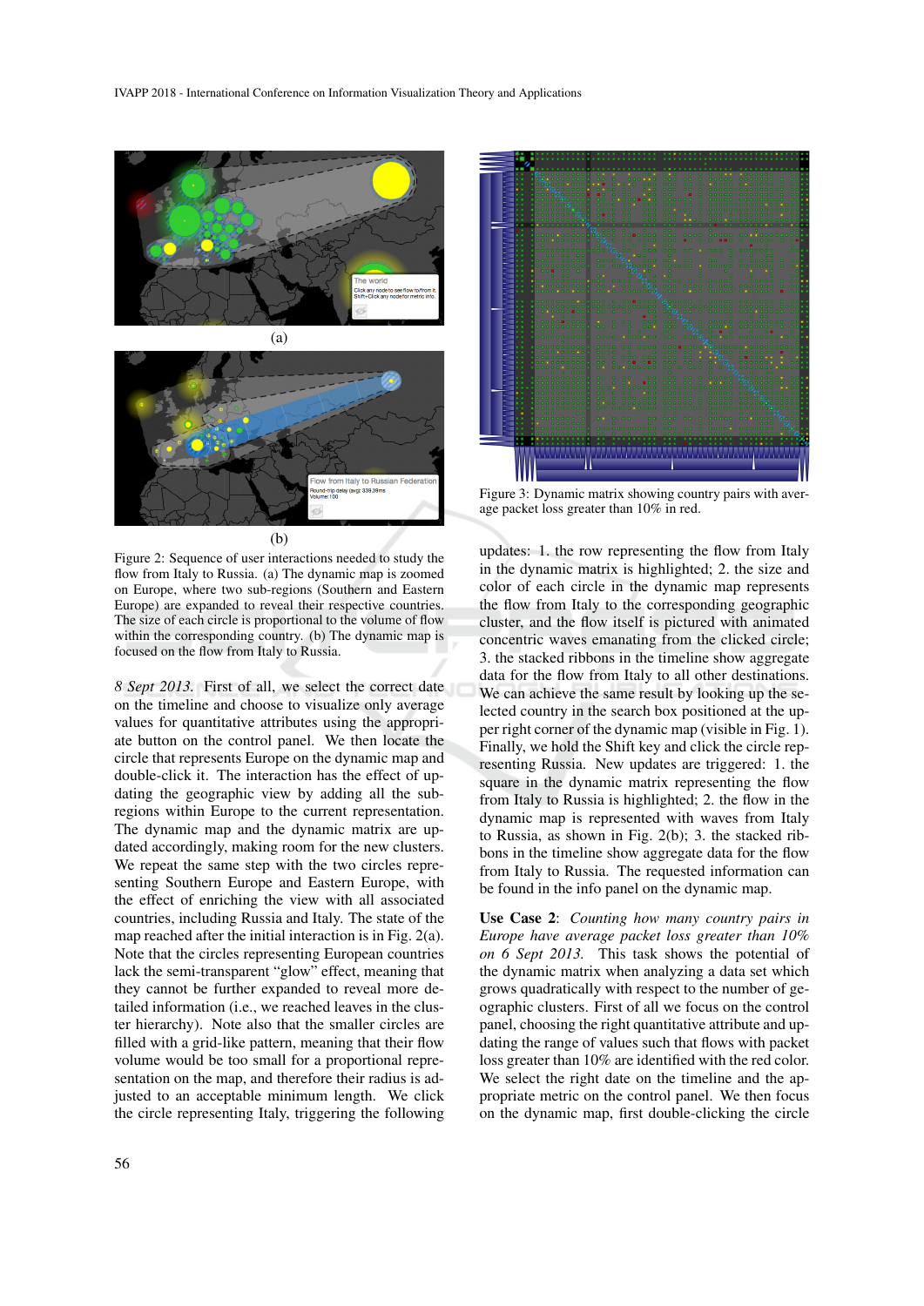(a)

(b)

Figure 2: Sequence of user interactions needed to study the flow from Italy to Russia. (a) The dynamic map is zoomed on Europe, where two sub-regions (Southern and Eastern Europe) are expanded to reveal their respective countries. The size of each circle is proportional to the volume of flow within the corresponding country. (b) The dynamic map is focused on the flow from Italy to Russia.

*8 Sept 2013.* First of all, we select the correct date on the timeline and choose to visualize only average values for quantitative attributes using the appropriate button on the control panel. We then locate the circle that represents Europe on the dynamic map and double-click it. The interaction has the effect of updating the geographic view by adding all the sub-regions within Europe to the current representation. The dynamic map and the dynamic matrix are updated accordingly, making room for the new clusters. We repeat the same step with the two circles representing Southern Europe and Eastern Europe, with the effect of enriching the view with all associated countries, including Russia and Italy. The state of the map reached after the initial interaction is in Fig. 2(a). Note that the circles representing European countries lack the semi-transparent "glow" effect, meaning that they cannot be further expanded to reveal more detailed information (i.e., we reached leaves in the cluster hierarchy). Note also that the smaller circles are filled with a grid-like pattern, meaning that their flow volume would be too small for a proportional representation on the map, and therefore their radius is adjusted to an acceptable minimum length. We click the circle representing Italy, triggering the following updates: 1. the row representing the flow from Italy in the dynamic matrix is highlighted; 2. the size and color of each circle in the dynamic map represents the flow from Italy to the corresponding geographic cluster, and the flow itself is pictured with animated concentric waves emanating from the clicked circle; 3. the stacked ribbons in the timeline show aggregate data for the flow from Italy to all other destinations. We can achieve the same result by looking up the selected country in the search box positioned at the upper right corner of the dynamic map (visible in Fig. 1). Finally, we hold the Shift key and click the circle representing Russia. New updates are triggered: 1. the square in the dynamic matrix representing the flow from Italy to Russia is highlighted; 2. the flow in the dynamic map is represented with waves from Italy to Russia, as shown in Fig. 2(b); 3. the stacked ribbons in the timeline show aggregate data for the flow from Italy to Russia. The requested information can be found in the info panel on the dynamic map.

Figure 3: Dynamic matrix showing country pairs with average packet loss greater than 10% in red.

**Use Case 2**: *Counting how many country pairs in Europe have average packet loss greater than 10% on 6 Sept 2013.* This task shows the potential of the dynamic matrix when analyzing a data set which grows quadratically with respect to the number of geographic clusters. First of all we focus on the control panel, choosing the right quantitative attribute and updating the range of values such that flows with packet loss greater than 10% are identified with the red color. We select the right date on the timeline and the appropriate metric on the control panel. We then focus on the dynamic map, first double-clicking the circle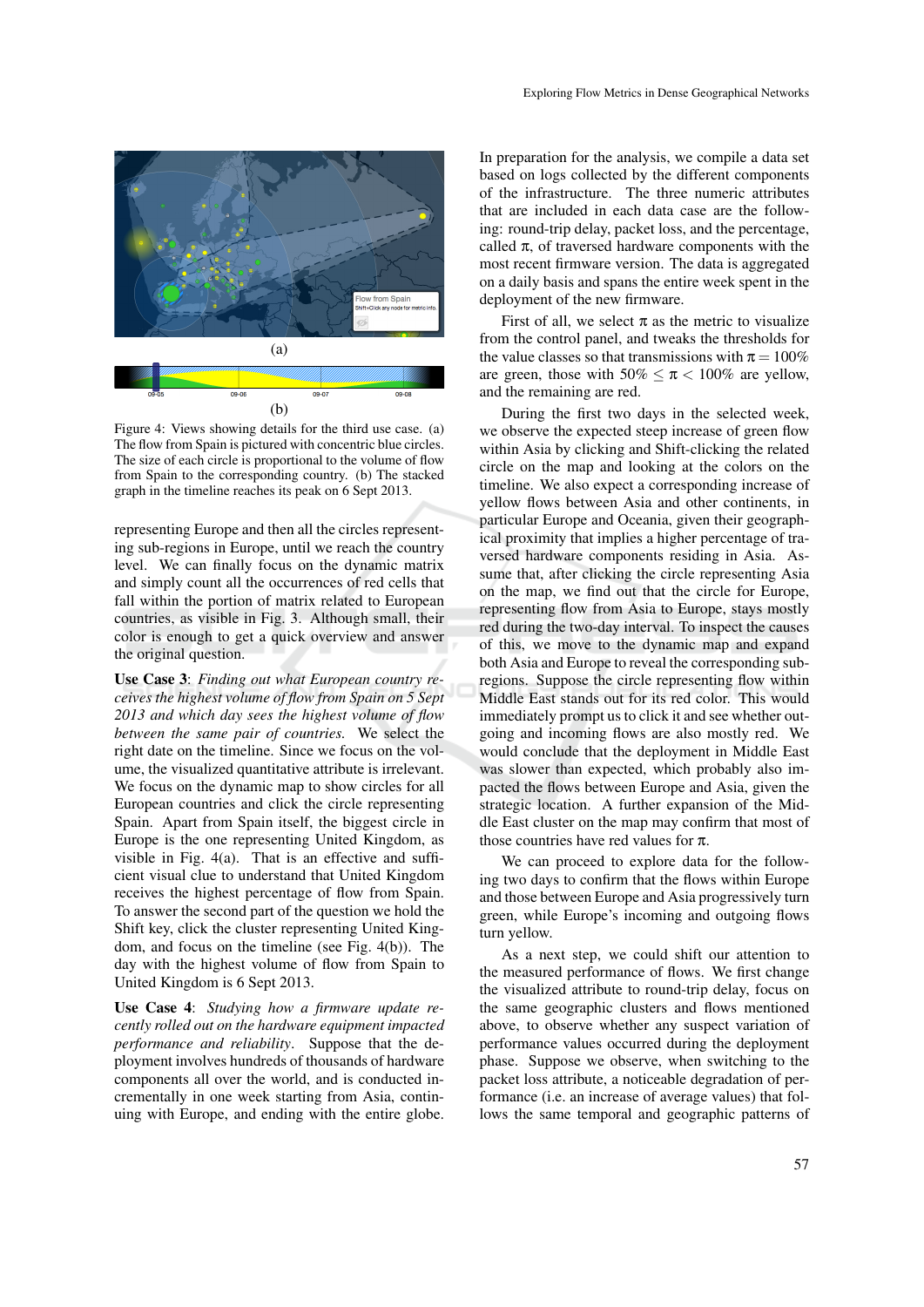(a)

(b)

Figure 4: Views showing details for the third use case. (a) The flow from Spain is pictured with concentric blue circles. The size of each circle is proportional to the volume of flow from Spain to the corresponding country. (b) The stacked graph in the timeline reaches its peak on 6 Sept 2013.

representing Europe and then all the circles representing sub-regions in Europe, until we reach the country level. We can finally focus on the dynamic matrix and simply count all the occurrences of red cells that fall within the portion of matrix related to European countries, as visible in Fig. 3. Although small, their color is enough to get a quick overview and answer the original question.

**Use Case 3**: *Finding out what European country receives the highest volume of flow from Spain on 5 Sept 2013 and which day sees the highest volume of flow between the same pair of countries.* We select the right date on the timeline. Since we focus on the volume, the visualized quantitative attribute is irrelevant. We focus on the dynamic map to show circles for all European countries and click the circle representing Spain. Apart from Spain itself, the biggest circle in Europe is the one representing United Kingdom, as visible in Fig. 4(a). That is an effective and sufficient visual clue to understand that United Kingdom receives the highest percentage of flow from Spain. To answer the second part of the question we hold the Shift key, click the cluster representing United Kingdom, and focus on the timeline (see Fig. 4(b)). The day with the highest volume of flow from Spain to United Kingdom is 6 Sept 2013.

**Use Case 4**: *Studying how a firmware update recently rolled out on the hardware equipment impacted performance and reliability*. Suppose that the deployment involves hundreds of thousands of hardware components all over the world, and is conducted incrementally in one week starting from Asia, continuing with Europe, and ending with the entire globe. In preparation for the analysis, we compile a data set based on logs collected by the different components of the infrastructure. The three numeric attributes that are included in each data case are the following: round-trip delay, packet loss, and the percentage, called $\pi$, of traversed hardware components with the most recent firmware version. The data is aggregated on a daily basis and spans the entire week spent in the deployment of the new firmware.

First of all, we select $\pi$ as the metric to visualize from the control panel, and tweaks the thresholds for the value classes so that transmissions with $\pi = 100\%$ are green, those with $50\% \leq \pi < 100\%$ are yellow, and the remaining are red.

During the first two days in the selected week, we observe the expected steep increase of green flow within Asia by clicking and Shift-clicking the related circle on the map and looking at the colors on the timeline. We also expect a corresponding increase of yellow flows between Asia and other continents, in particular Europe and Oceania, given their geographical proximity that implies a higher percentage of traversed hardware components residing in Asia. Assume that, after clicking the circle representing Asia on the map, we find out that the circle for Europe, representing flow from Asia to Europe, stays mostly red during the two-day interval. To inspect the causes of this, we move to the dynamic map and expand both Asia and Europe to reveal the corresponding subregions. Suppose the circle representing flow within Middle East stands out for its red color. This would immediately prompt us to click it and see whether outgoing and incoming flows are also mostly red. We would conclude that the deployment in Middle East was slower than expected, which probably also impacted the flows between Europe and Asia, given the strategic location. A further expansion of the Middle East cluster on the map may confirm that most of those countries have red values for $\pi$.

We can proceed to explore data for the following two days to confirm that the flows within Europe and those between Europe and Asia progressively turn green, while Europe's incoming and outgoing flows turn yellow.

As a next step, we could shift our attention to the measured performance of flows. We first change the visualized attribute to round-trip delay, focus on the same geographic clusters and flows mentioned above, to observe whether any suspect variation of performance values occurred during the deployment phase. Suppose we observe, when switching to the packet loss attribute, a noticeable degradation of performance (i.e. an increase of average values) that follows the same temporal and geographic patterns of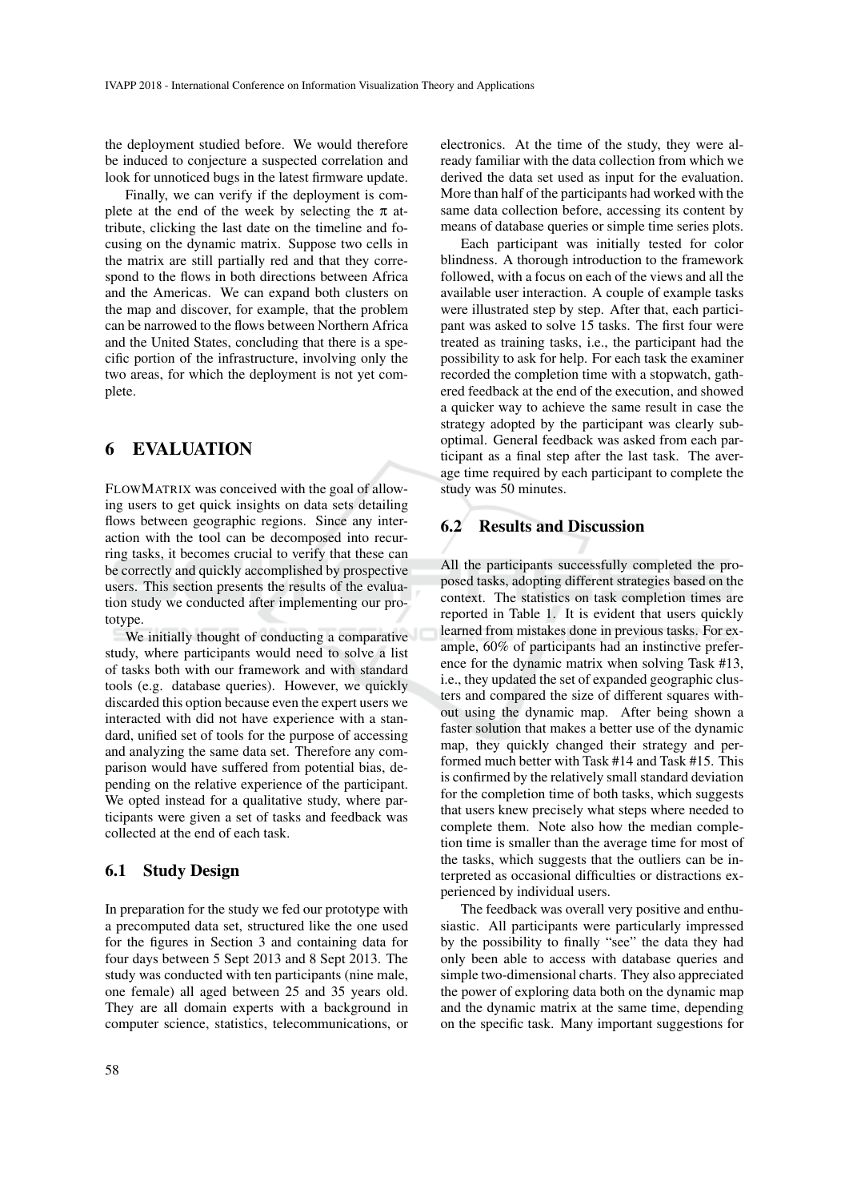the deployment studied before. We would therefore be induced to conjecture a suspected correlation and look for unnoticed bugs in the latest firmware update.

Finally, we can verify if the deployment is complete at the end of the week by selecting the $\pi$ attribute, clicking the last date on the timeline and focusing on the dynamic matrix. Suppose two cells in the matrix are still partially red and that they correspond to the flows in both directions between Africa and the Americas. We can expand both clusters on the map and discover, for example, that the problem can be narrowed to the flows between Northern Africa and the United States, concluding that there is a specific portion of the infrastructure, involving only the two areas, for which the deployment is not yet complete.

# 6 EVALUATION

FLOWMATRIX was conceived with the goal of allowing users to get quick insights on data sets detailing flows between geographic regions. Since any interaction with the tool can be decomposed into recurring tasks, it becomes crucial to verify that these can be correctly and quickly accomplished by prospective users. This section presents the results of the evaluation study we conducted after implementing our prototype.

We initially thought of conducting a comparative study, where participants would need to solve a list of tasks both with our framework and with standard tools (e.g. database queries). However, we quickly discarded this option because even the expert users we interacted with did not have experience with a standard, unified set of tools for the purpose of accessing and analyzing the same data set. Therefore any comparison would have suffered from potential bias, depending on the relative experience of the participant. We opted instead for a qualitative study, where participants were given a set of tasks and feedback was collected at the end of each task.

## 6.1 Study Design

In preparation for the study we fed our prototype with a precomputed data set, structured like the one used for the figures in Section 3 and containing data for four days between 5 Sept 2013 and 8 Sept 2013. The study was conducted with ten participants (nine male, one female) all aged between 25 and 35 years old. They are all domain experts with a background in computer science, statistics, telecommunications, or electronics. At the time of the study, they were already familiar with the data collection from which we derived the data set used as input for the evaluation. More than half of the participants had worked with the same data collection before, accessing its content by means of database queries or simple time series plots.

Each participant was initially tested for color blindness. A thorough introduction to the framework followed, with a focus on each of the views and all the available user interaction. A couple of example tasks were illustrated step by step. After that, each participant was asked to solve 15 tasks. The first four were treated as training tasks, i.e., the participant had the possibility to ask for help. For each task the examiner recorded the completion time with a stopwatch, gathered feedback at the end of the execution, and showed a quicker way to achieve the same result in case the strategy adopted by the participant was clearly suboptimal. General feedback was asked from each participant as a final step after the last task. The average time required by each participant to complete the study was 50 minutes.

## 6.2 Results and Discussion

All the participants successfully completed the proposed tasks, adopting different strategies based on the context. The statistics on task completion times are reported in Table 1. It is evident that users quickly learned from mistakes done in previous tasks. For example, 60% of participants had an instinctive preference for the dynamic matrix when solving Task #13, i.e., they updated the set of expanded geographic clusters and compared the size of different squares without using the dynamic map. After being shown a faster solution that makes a better use of the dynamic map, they quickly changed their strategy and performed much better with Task #14 and Task #15. This is confirmed by the relatively small standard deviation for the completion time of both tasks, which suggests that users knew precisely what steps where needed to complete them. Note also how the median completion time is smaller than the average time for most of the tasks, which suggests that the outliers can be interpreted as occasional difficulties or distractions experienced by individual users.

The feedback was overall very positive and enthusiastic. All participants were particularly impressed by the possibility to finally "see" the data they had only been able to access with database queries and simple two-dimensional charts. They also appreciated the power of exploring data both on the dynamic map and the dynamic matrix at the same time, depending on the specific task. Many important suggestions for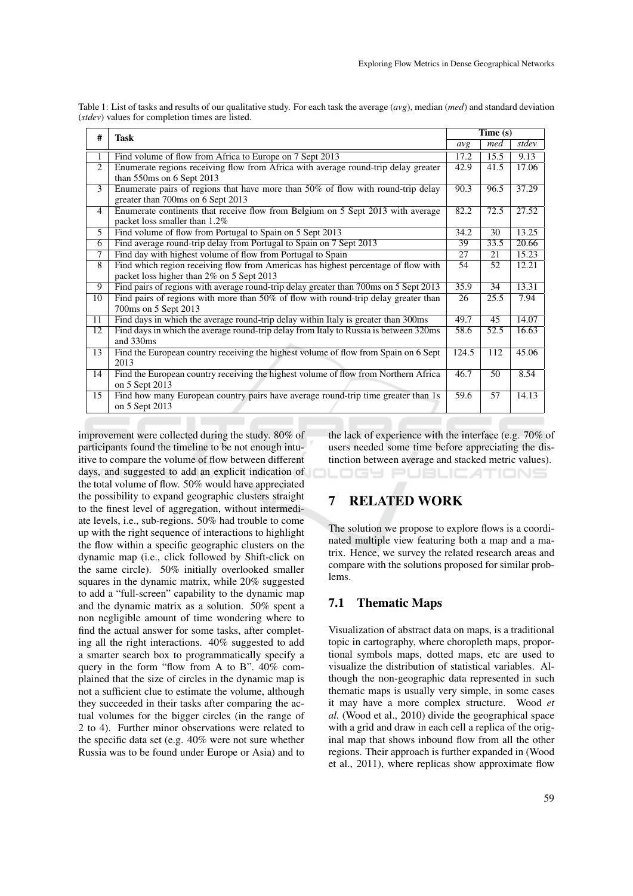Table 1: List of tasks and results of our qualitative study. For each task the average (*avg*), median (*med*) and standard deviation (*stdev*) values for completion times are listed.

| # | Task | Time (s) | | |
|---|---|---|---|---|
| | | *avg* | *med* | *stdev* |
| 1 | Find volume of flow from Africa to Europe on 7 Sept 2013 | 17.2 | 15.5 | 9.13 |
| 2 | Enumerate regions receiving flow from Africa with average round-trip delay greater than 550ms on 6 Sept 2013 | 42.9 | 41.5 | 17.06 |
| 3 | Enumerate pairs of regions that have more than 50% of flow with round-trip delay greater than 700ms on 6 Sept 2013 | 90.3 | 96.5 | 37.29 |
| 4 | Enumerate continents that receive flow from Belgium on 5 Sept 2013 with average packet loss smaller than 1.2% | 82.2 | 72.5 | 27.52 |
| 5 | Find volume of flow from Portugal to Spain on 5 Sept 2013 | 34.2 | 30 | 13.25 |
| 6 | Find average round-trip delay from Portugal to Spain on 7 Sept 2013 | 39 | 33.5 | 20.66 |
| 7 | Find day with highest volume of flow from Portugal to Spain | 27 | 21 | 15.23 |
| 8 | Find which region receiving flow from Americas has highest percentage of flow with packet loss higher than 2% on 5 Sept 2013 | 54 | 52 | 12.21 |
| 9 | Find pairs of regions with average round-trip delay greater than 700ms on 5 Sept 2013 | 35.9 | 34 | 13.31 |
| 10 | Find pairs of regions with more than 50% of flow with round-trip delay greater than 700ms on 5 Sept 2013 | 26 | 25.5 | 7.94 |
| 11 | Find days in which the average round-trip delay within Italy is greater than 300ms | 49.7 | 45 | 14.07 |
| 12 | Find days in which the average round-trip delay from Italy to Russia is between 320ms and 330ms | 58.6 | 52.5 | 16.63 |
| 13 | Find the European country receiving the highest volume of flow from Spain on 6 Sept 2013 | 124.5 | 112 | 45.06 |
| 14 | Find the European country receiving the highest volume of flow from Northern Africa on 5 Sept 2013 | 46.7 | 50 | 8.54 |
| 15 | Find how many European country pairs have average round-trip time greater than 1s on 5 Sept 2013 | 59.6 | 57 | 14.13 |

improvement were collected during the study. 80% of participants found the timeline to be not enough intuitive to compare the volume of flow between different days, and suggested to add an explicit indication of the total volume of flow. 50% would have appreciated the possibility to expand geographic clusters straight to the finest level of aggregation, without intermediate levels, i.e., sub-regions. 50% had trouble to come up with the right sequence of interactions to highlight the flow within a specific geographic clusters on the dynamic map (i.e., click followed by Shift-click on the same circle). 50% initially overlooked smaller squares in the dynamic matrix, while 20% suggested to add a "full-screen" capability to the dynamic map and the dynamic matrix as a solution. 50% spent a non negligible amount of time wondering where to find the actual answer for some tasks, after completing all the right interactions. 40% suggested to add a smarter search box to programmatically specify a query in the form "flow from A to B". 40% complained that the size of circles in the dynamic map is not a sufficient clue to estimate the volume, although they succeeded in their tasks after comparing the actual volumes for the bigger circles (in the range of 2 to 4). Further minor observations were related to the specific data set (e.g. 40% were not sure whether Russia was to be found under Europe or Asia) and to the lack of experience with the interface (e.g. 70% of users needed some time before appreciating the distinction between average and stacked metric values).

## 7 RELATED WORK

The solution we propose to explore flows is a coordinated multiple view featuring both a map and a matrix. Hence, we survey the related research areas and compare with the solutions proposed for similar problems.

### 7.1 Thematic Maps

Visualization of abstract data on maps, is a traditional topic in cartography, where choropleth maps, proportional symbols maps, dotted maps, etc are used to visualize the distribution of statistical variables. Although the non-geographic data represented in such thematic maps is usually very simple, in some cases it may have a more complex structure. Wood *et al.* (Wood et al., 2010) divide the geographical space with a grid and draw in each cell a replica of the original map that shows inbound flow from all the other regions. Their approach is further expanded in (Wood et al., 2011), where replicas show approximate flow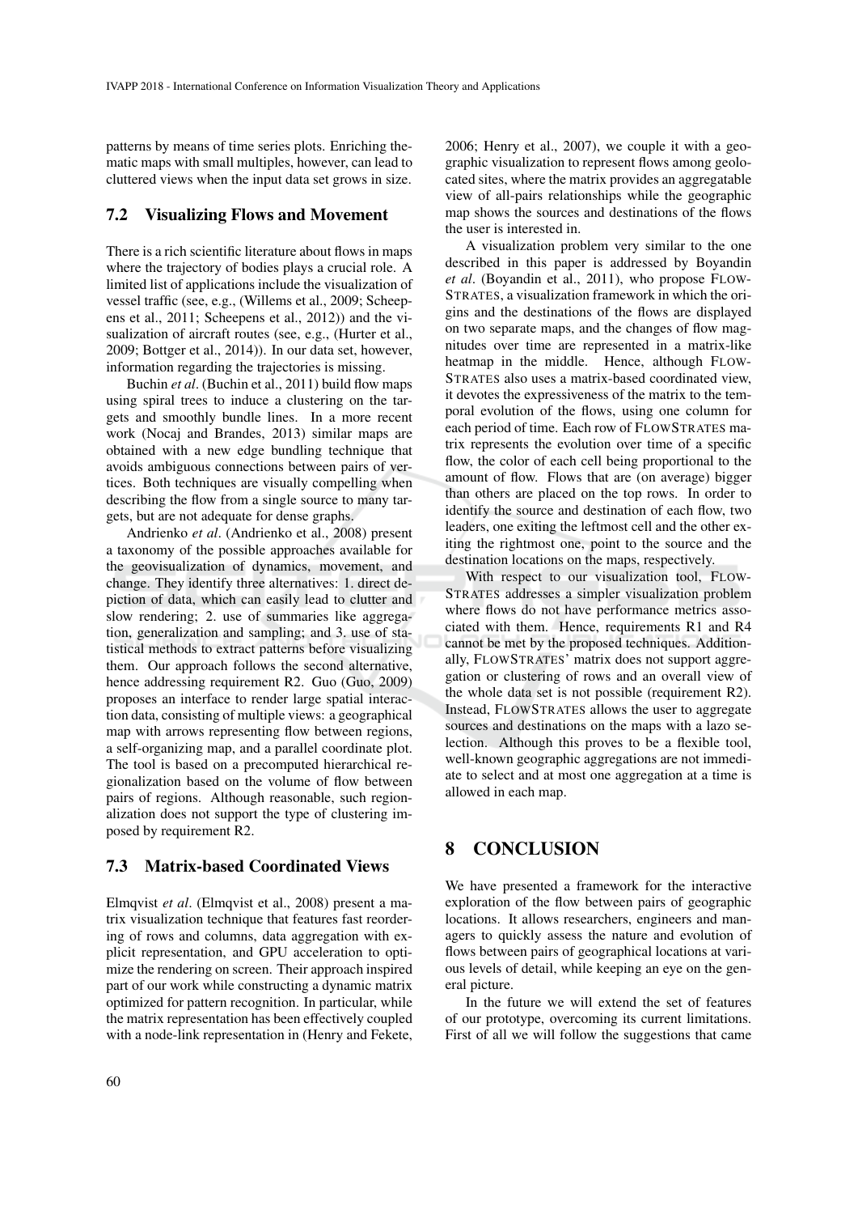patterns by means of time series plots. Enriching thematic maps with small multiples, however, can lead to cluttered views when the input data set grows in size.

### 7.2 Visualizing Flows and Movement

There is a rich scientific literature about flows in maps where the trajectory of bodies plays a crucial role. A limited list of applications include the visualization of vessel traffic (see, e.g., (Willems et al., 2009; Scheepens et al., 2011; Scheepens et al., 2012)) and the visualization of aircraft routes (see, e.g., (Hurter et al., 2009; Bottger et al., 2014)). In our data set, however, information regarding the trajectories is missing.

Buchin *et al*. (Buchin et al., 2011) build flow maps using spiral trees to induce a clustering on the targets and smoothly bundle lines. In a more recent work (Nocaj and Brandes, 2013) similar maps are obtained with a new edge bundling technique that avoids ambiguous connections between pairs of vertices. Both techniques are visually compelling when describing the flow from a single source to many targets, but are not adequate for dense graphs.

Andrienko *et al*. (Andrienko et al., 2008) present a taxonomy of the possible approaches available for the geovisualization of dynamics, movement, and change. They identify three alternatives: 1. direct depiction of data, which can easily lead to clutter and slow rendering; 2. use of summaries like aggregation, generalization and sampling; and 3. use of statistical methods to extract patterns before visualizing them. Our approach follows the second alternative, hence addressing requirement R2. Guo (Guo, 2009) proposes an interface to render large spatial interaction data, consisting of multiple views: a geographical map with arrows representing flow between regions, a self-organizing map, and a parallel coordinate plot. The tool is based on a precomputed hierarchical regionalization based on the volume of flow between pairs of regions. Although reasonable, such regionalization does not support the type of clustering imposed by requirement R2.

### 7.3 Matrix-based Coordinated Views

Elmqvist *et al*. (Elmqvist et al., 2008) present a matrix visualization technique that features fast reordering of rows and columns, data aggregation with explicit representation, and GPU acceleration to optimize the rendering on screen. Their approach inspired part of our work while constructing a dynamic matrix optimized for pattern recognition. In particular, while the matrix representation has been effectively coupled with a node-link representation in (Henry and Fekete, 2006; Henry et al., 2007), we couple it with a geographic visualization to represent flows among geolocated sites, where the matrix provides an aggregatable view of all-pairs relationships while the geographic map shows the sources and destinations of the flows the user is interested in.

A visualization problem very similar to the one described in this paper is addressed by Boyandin *et al*. (Boyandin et al., 2011), who propose FLOWSTRATES, a visualization framework in which the origins and the destinations of the flows are displayed on two separate maps, and the changes of flow magnitudes over time are represented in a matrix-like heatmap in the middle. Hence, although FLOWSTRATES also uses a matrix-based coordinated view, it devotes the expressiveness of the matrix to the temporal evolution of the flows, using one column for each period of time. Each row of FLOWSTRATES matrix represents the evolution over time of a specific flow, the color of each cell being proportional to the amount of flow. Flows that are (on average) bigger than others are placed on the top rows. In order to identify the source and destination of each flow, two leaders, one exiting the leftmost cell and the other exiting the rightmost one, point to the source and the destination locations on the maps, respectively.

With respect to our visualization tool, FLOWSTRATES addresses a simpler visualization problem where flows do not have performance metrics associated with them. Hence, requirements R1 and R4 cannot be met by the proposed techniques. Additionally, FLOWSTRATES' matrix does not support aggregation or clustering of rows and an overall view of the whole data set is not possible (requirement R2). Instead, FLOWSTRATES allows the user to aggregate sources and destinations on the maps with a lazo selection. Although this proves to be a flexible tool, well-known geographic aggregations are not immediate to select and at most one aggregation at a time is allowed in each map.

## 8 CONCLUSION

We have presented a framework for the interactive exploration of the flow between pairs of geographic locations. It allows researchers, engineers and managers to quickly assess the nature and evolution of flows between pairs of geographical locations at various levels of detail, while keeping an eye on the general picture.

In the future we will extend the set of features of our prototype, overcoming its current limitations. First of all we will follow the suggestions that came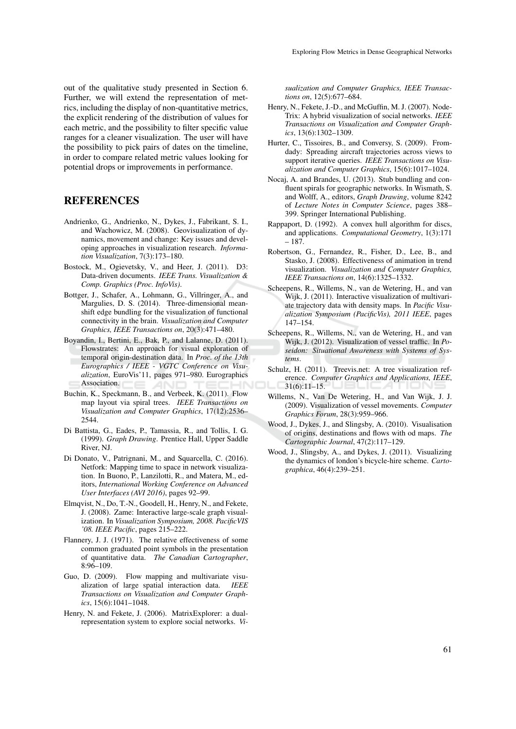out of the qualitative study presented in Section 6. Further, we will extend the representation of metrics, including the display of non-quantitative metrics, the explicit rendering of the distribution of values for each metric, and the possibility to filter specific value ranges for a cleaner visualization. The user will have the possibility to pick pairs of dates on the timeline, in order to compare related metric values looking for potential drops or improvements in performance.

## REFERENCES

Andrienko, G., Andrienko, N., Dykes, J., Fabrikant, S. I., and Wachowicz, M. (2008). Geovisualization of dynamics, movement and change: Key issues and developing approaches in visualization research. *Information Visualization*, 7(3):173–180.

Bostock, M., Ogievetsky, V., and Heer, J. (2011). D3: Data-driven documents. *IEEE Trans. Visualization & Comp. Graphics (Proc. InfoVis)*.

Bottger, J., Schafer, A., Lohmann, G., Villringer, A., and Margulies, D. S. (2014). Three-dimensional mean-shift edge bundling for the visualization of functional connectivity in the brain. *Visualization and Computer Graphics, IEEE Transactions on*, 20(3):471–480.

Boyandin, I., Bertini, E., Bak, P., and Lalanne, D. (2011). Flowstrates: An approach for visual exploration of temporal origin-destination data. In *Proc. of the 13th Eurographics / IEEE - VGTC Conference on Visualization*, EuroVis'11, pages 971–980. Eurographics Association.

Buchin, K., Speckmann, B., and Verbeek, K. (2011). Flow map layout via spiral trees. *IEEE Transactions on Visualization and Computer Graphics*, 17(12):2536–2544.

Di Battista, G., Eades, P., Tamassia, R., and Tollis, I. G. (1999). *Graph Drawing*. Prentice Hall, Upper Saddle River, NJ.

Di Donato, V., Patrignani, M., and Squarcella, C. (2016). Netfork: Mapping time to space in network visualization. In Buono, P., Lanzilotti, R., and Matera, M., editors, *International Working Conference on Advanced User Interfaces (AVI 2016)*, pages 92–99.

Elmqvist, N., Do, T.-N., Goodell, H., Henry, N., and Fekete, J. (2008). Zame: Interactive large-scale graph visualization. In *Visualization Symposium, 2008. PacificVIS '08. IEEE Pacific*, pages 215–222.

Flannery, J. J. (1971). The relative effectiveness of some common graduated point symbols in the presentation of quantitative data. *The Canadian Cartographer*, 8:96–109.

Guo, D. (2009). Flow mapping and multivariate visualization of large spatial interaction data. *IEEE Transactions on Visualization and Computer Graphics*, 15(6):1041–1048.

Henry, N. and Fekete, J. (2006). MatrixExplorer: a dual-representation system to explore social networks. *Visualization and Computer Graphics, IEEE Transactions on*, 12(5):677–684.

Henry, N., Fekete, J.-D., and McGuffin, M. J. (2007). Node-Trix: A hybrid visualization of social networks. *IEEE Transactions on Visualization and Computer Graphics*, 13(6):1302–1309.

Hurter, C., Tissoires, B., and Conversy, S. (2009). Fromdady: Spreading aircraft trajectories across views to support iterative queries. *IEEE Transactions on Visualization and Computer Graphics*, 15(6):1017–1024.

Nocaj, A. and Brandes, U. (2013). Stub bundling and confluent spirals for geographic networks. In Wismath, S. and Wolff, A., editors, *Graph Drawing*, volume 8242 of *Lecture Notes in Computer Science*, pages 388–399. Springer International Publishing.

Rappaport, D. (1992). A convex hull algorithm for discs, and applications. *Computational Geometry*, 1(3):171 – 187.

Robertson, G., Fernandez, R., Fisher, D., Lee, B., and Stasko, J. (2008). Effectiveness of animation in trend visualization. *Visualization and Computer Graphics, IEEE Transactions on*, 14(6):1325–1332.

Scheepens, R., Willems, N., van de Wetering, H., and van Wijk, J. (2011). Interactive visualization of multivariate trajectory data with density maps. In *Pacific Visualization Symposium (PacificVis), 2011 IEEE*, pages 147–154.

Scheepens, R., Willems, N., van de Wetering, H., and van Wijk, J. (2012). Visualization of vessel traffic. In *Poseidon: Situational Awareness with Systems of Systems*.

Schulz, H. (2011). Treevis.net: A tree visualization reference. *Computer Graphics and Applications, IEEE*, 31(6):11–15.

Willems, N., Van De Wetering, H., and Van Wijk, J. J. (2009). Visualization of vessel movements. *Computer Graphics Forum*, 28(3):959–966.

Wood, J., Dykes, J., and Slingsby, A. (2010). Visualisation of origins, destinations and flows with od maps. *The Cartographic Journal*, 47(2):117–129.

Wood, J., Slingsby, A., and Dykes, J. (2011). Visualizing the dynamics of london's bicycle-hire scheme. *Cartographica*, 46(4):239–251.